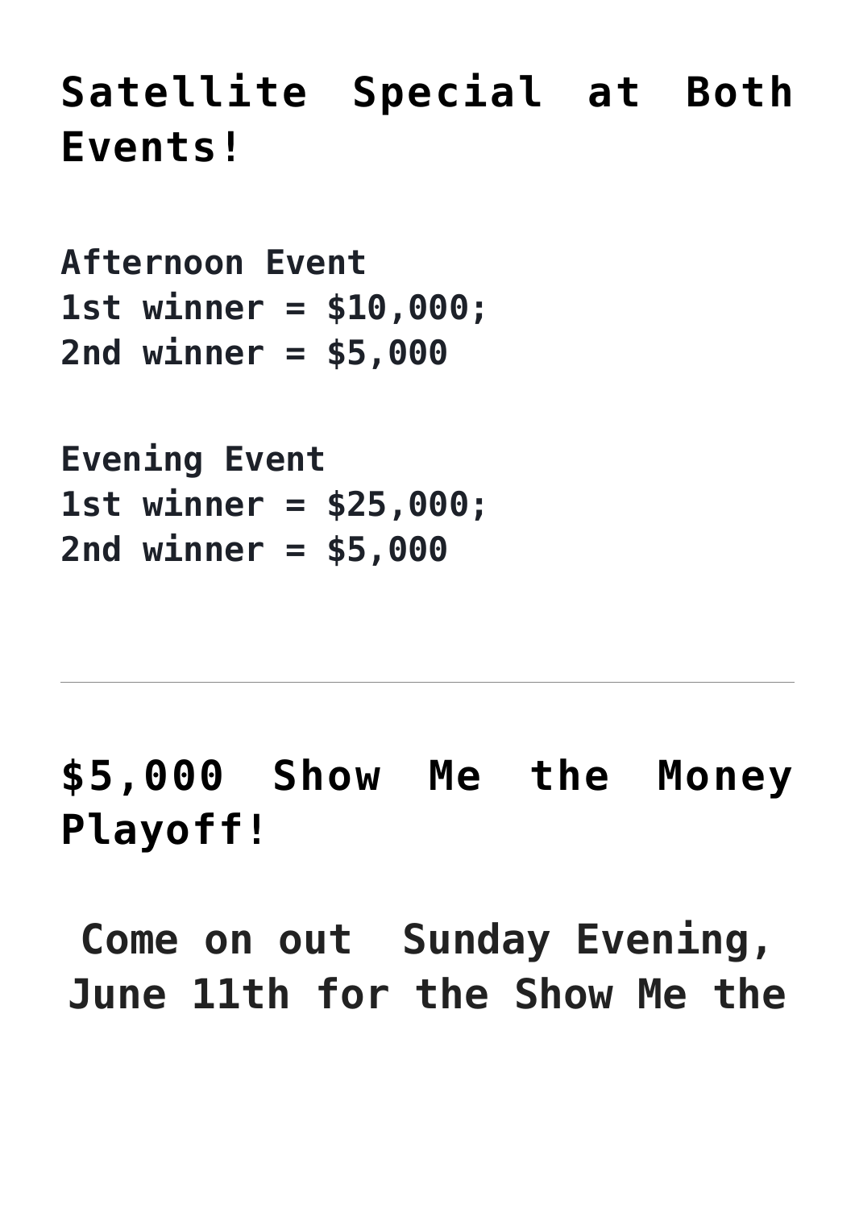## Satellite Special at Both Events!

**Afternoon Event**
**1st winner = $10,000;**
**2nd winner = $5,000**

**Evening Event**
**1st winner = $25,000;**
**2nd winner = $5,000**

---

## $5,000 Show Me the Money Playoff!

**Come on out Sunday Evening, June 11th for the Show Me the**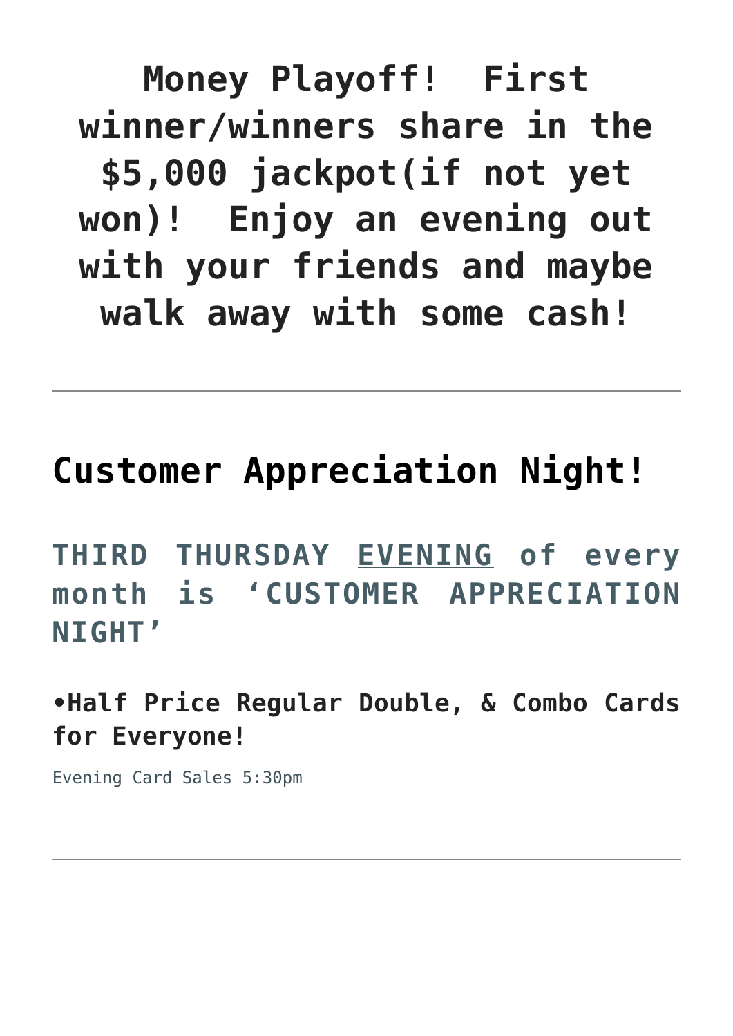**Money Playoff! First winner/winners share in the $5,000 jackpot(if not yet won)! Enjoy an evening out with your friends and maybe walk away with some cash!**

---

## Customer Appreciation Night!

**THIRD THURSDAY EVENING of every month is 'CUSTOMER APPRECIATION NIGHT'**

**•Half Price Regular Double, & Combo Cards for Everyone!**

Evening Card Sales 5:30pm

---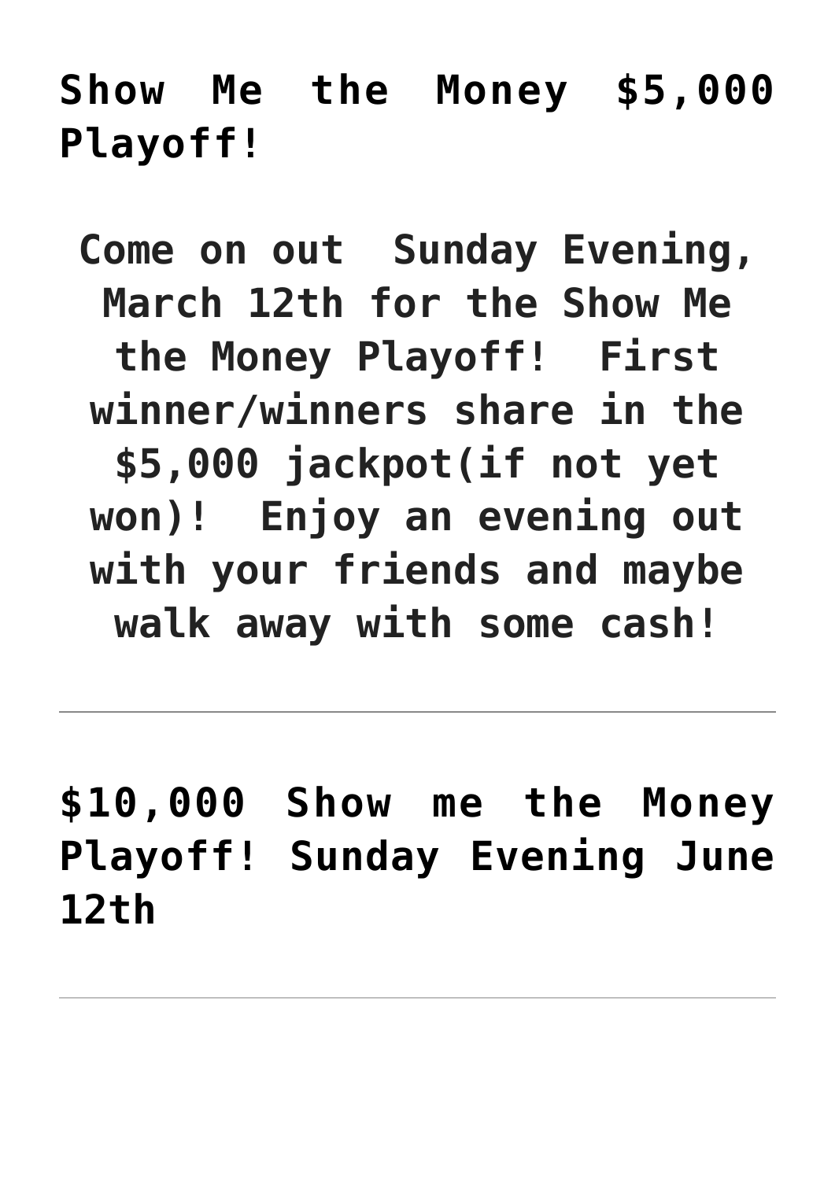## Show Me the Money $5,000 Playoff!

**Come on out  Sunday Evening, March 12th for the Show Me the Money Playoff!  First winner/winners share in the $5,000 jackpot(if not yet won)!  Enjoy an evening out with your friends and maybe walk away with some cash!**

---

## $10,000 Show me the Money Playoff! Sunday Evening June 12th

---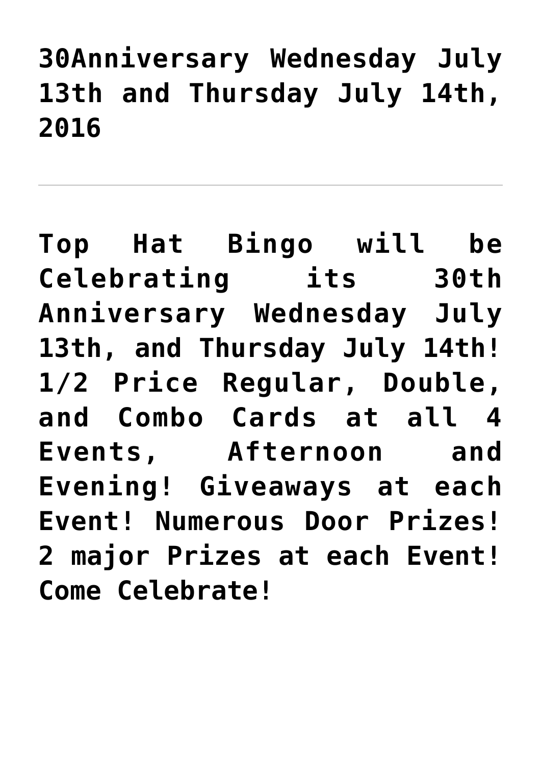# 30Anniversary Wednesday July 13th and Thursday July 14th, 2016

---

**Top Hat Bingo will be Celebrating its 30th Anniversary Wednesday July 13th, and Thursday July 14th! 1/2 Price Regular, Double, and Combo Cards at all 4 Events, Afternoon and Evening! Giveaways at each Event! Numerous Door Prizes! 2 major Prizes at each Event! Come Celebrate!**